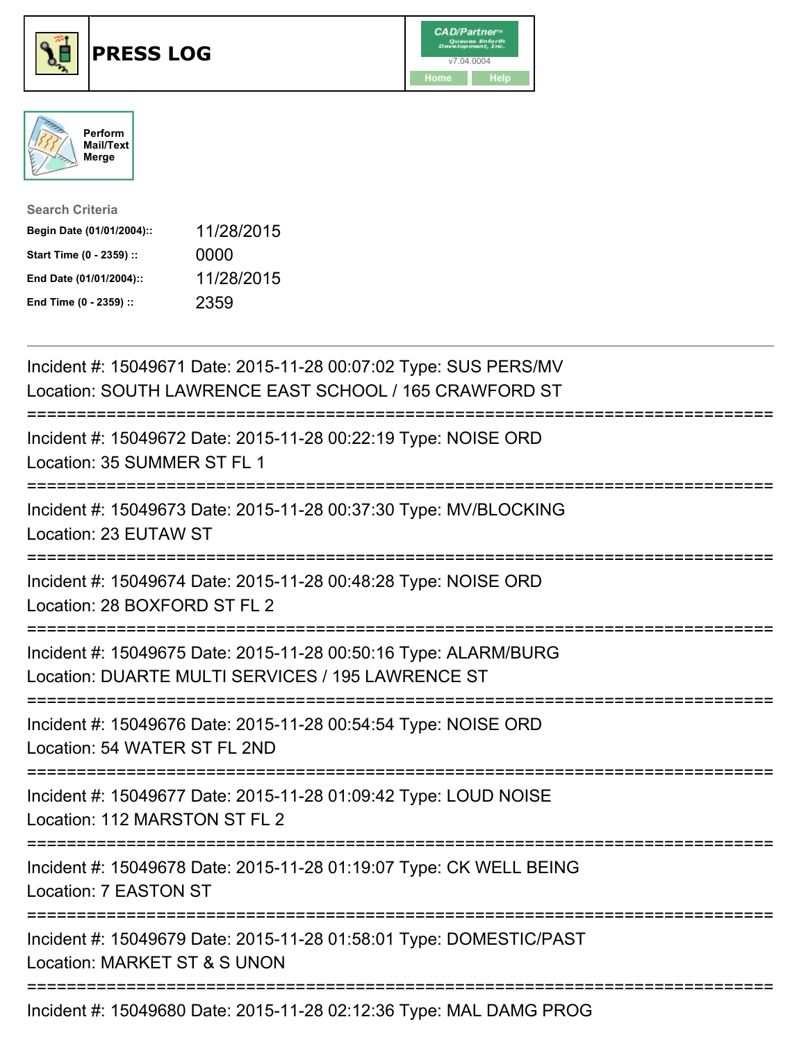# PRESS LOG

CAD/Partner
v7.04.0004
Home Help

Perform Mail/Text Merge

**Search Criteria**

| | |
|---|---|
| **Begin Date (01/01/2004)::** | 11/28/2015 |
| **Start Time (0 - 2359) ::** | 0000 |
| **End Date (01/01/2004)::** | 11/28/2015 |
| **End Time (0 - 2359) ::** | 2359 |

---

Incident #: 15049671 Date: 2015-11-28 00:07:02 Type: SUS PERS/MV
Location: SOUTH LAWRENCE EAST SCHOOL / 165 CRAWFORD ST

===========================================================================

Incident #: 15049672 Date: 2015-11-28 00:22:19 Type: NOISE ORD
Location: 35 SUMMER ST FL 1

===========================================================================

Incident #: 15049673 Date: 2015-11-28 00:37:30 Type: MV/BLOCKING
Location: 23 EUTAW ST

===========================================================================

Incident #: 15049674 Date: 2015-11-28 00:48:28 Type: NOISE ORD
Location: 28 BOXFORD ST FL 2

===========================================================================

Incident #: 15049675 Date: 2015-11-28 00:50:16 Type: ALARM/BURG
Location: DUARTE MULTI SERVICES / 195 LAWRENCE ST

===========================================================================

Incident #: 15049676 Date: 2015-11-28 00:54:54 Type: NOISE ORD
Location: 54 WATER ST FL 2ND

===========================================================================

Incident #: 15049677 Date: 2015-11-28 01:09:42 Type: LOUD NOISE
Location: 112 MARSTON ST FL 2

===========================================================================

Incident #: 15049678 Date: 2015-11-28 01:19:07 Type: CK WELL BEING
Location: 7 EASTON ST

===========================================================================

Incident #: 15049679 Date: 2015-11-28 01:58:01 Type: DOMESTIC/PAST
Location: MARKET ST & S UNON

===========================================================================

Incident #: 15049680 Date: 2015-11-28 02:12:36 Type: MAL DAMG PROG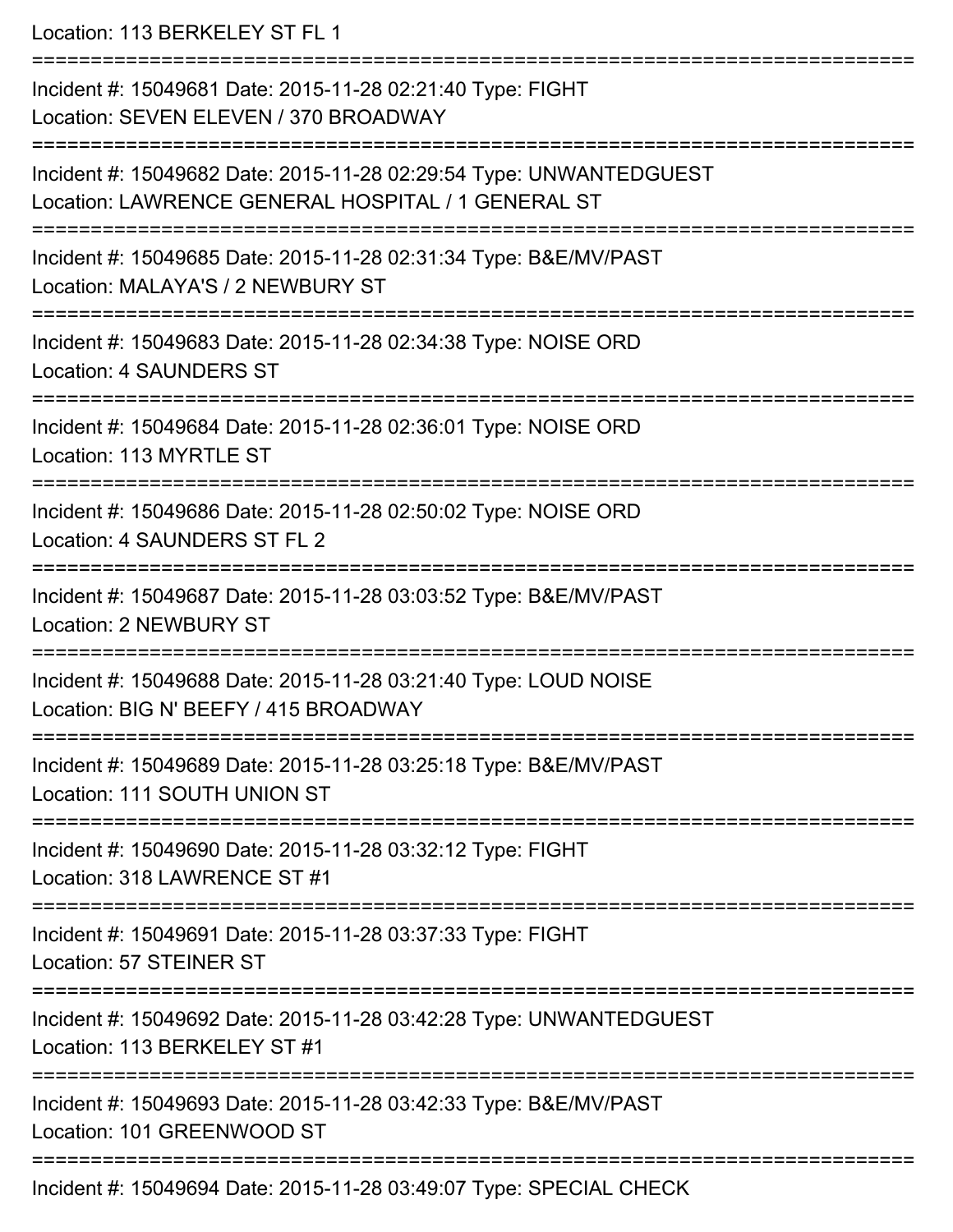Location: 113 BERKELEY ST FL 1

===========================================================================

Incident #: 15049681 Date: 2015-11-28 02:21:40 Type: FIGHT
Location: SEVEN ELEVEN / 370 BROADWAY

===========================================================================

Incident #: 15049682 Date: 2015-11-28 02:29:54 Type: UNWANTEDGUEST
Location: LAWRENCE GENERAL HOSPITAL / 1 GENERAL ST

===========================================================================

Incident #: 15049685 Date: 2015-11-28 02:31:34 Type: B&E/MV/PAST
Location: MALAYA'S / 2 NEWBURY ST

===========================================================================

Incident #: 15049683 Date: 2015-11-28 02:34:38 Type: NOISE ORD
Location: 4 SAUNDERS ST

===========================================================================

Incident #: 15049684 Date: 2015-11-28 02:36:01 Type: NOISE ORD
Location: 113 MYRTLE ST

===========================================================================

Incident #: 15049686 Date: 2015-11-28 02:50:02 Type: NOISE ORD
Location: 4 SAUNDERS ST FL 2

===========================================================================

Incident #: 15049687 Date: 2015-11-28 03:03:52 Type: B&E/MV/PAST
Location: 2 NEWBURY ST

===========================================================================

Incident #: 15049688 Date: 2015-11-28 03:21:40 Type: LOUD NOISE
Location: BIG N' BEEFY / 415 BROADWAY

===========================================================================

Incident #: 15049689 Date: 2015-11-28 03:25:18 Type: B&E/MV/PAST
Location: 111 SOUTH UNION ST

===========================================================================

Incident #: 15049690 Date: 2015-11-28 03:32:12 Type: FIGHT
Location: 318 LAWRENCE ST #1

===========================================================================

Incident #: 15049691 Date: 2015-11-28 03:37:33 Type: FIGHT
Location: 57 STEINER ST

===========================================================================

Incident #: 15049692 Date: 2015-11-28 03:42:28 Type: UNWANTEDGUEST
Location: 113 BERKELEY ST #1

===========================================================================

Incident #: 15049693 Date: 2015-11-28 03:42:33 Type: B&E/MV/PAST
Location: 101 GREENWOOD ST

===========================================================================

Incident #: 15049694 Date: 2015-11-28 03:49:07 Type: SPECIAL CHECK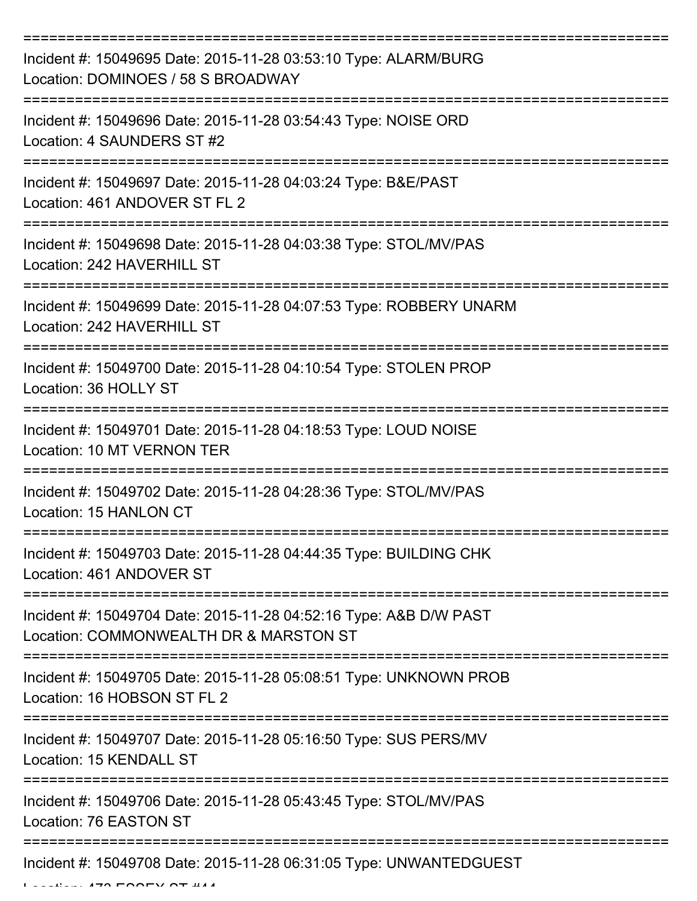===========================================================================

Incident #: 15049695 Date: 2015-11-28 03:53:10 Type: ALARM/BURG
Location: DOMINOES / 58 S BROADWAY

===========================================================================

Incident #: 15049696 Date: 2015-11-28 03:54:43 Type: NOISE ORD
Location: 4 SAUNDERS ST #2

===========================================================================

Incident #: 15049697 Date: 2015-11-28 04:03:24 Type: B&E/PAST
Location: 461 ANDOVER ST FL 2

===========================================================================

Incident #: 15049698 Date: 2015-11-28 04:03:38 Type: STOL/MV/PAS
Location: 242 HAVERHILL ST

===========================================================================

Incident #: 15049699 Date: 2015-11-28 04:07:53 Type: ROBBERY UNARM
Location: 242 HAVERHILL ST

===========================================================================

Incident #: 15049700 Date: 2015-11-28 04:10:54 Type: STOLEN PROP
Location: 36 HOLLY ST

===========================================================================

Incident #: 15049701 Date: 2015-11-28 04:18:53 Type: LOUD NOISE
Location: 10 MT VERNON TER

===========================================================================

Incident #: 15049702 Date: 2015-11-28 04:28:36 Type: STOL/MV/PAS
Location: 15 HANLON CT

===========================================================================

Incident #: 15049703 Date: 2015-11-28 04:44:35 Type: BUILDING CHK
Location: 461 ANDOVER ST

===========================================================================

Incident #: 15049704 Date: 2015-11-28 04:52:16 Type: A&B D/W PAST
Location: COMMONWEALTH DR & MARSTON ST

===========================================================================

Incident #: 15049705 Date: 2015-11-28 05:08:51 Type: UNKNOWN PROB
Location: 16 HOBSON ST FL 2

===========================================================================

Incident #: 15049707 Date: 2015-11-28 05:16:50 Type: SUS PERS/MV
Location: 15 KENDALL ST

===========================================================================

Incident #: 15049706 Date: 2015-11-28 05:43:45 Type: STOL/MV/PAS
Location: 76 EASTON ST

===========================================================================

Incident #: 15049708 Date: 2015-11-28 06:31:05 Type: UNWANTEDGUEST
Location: 473 ESSEX ST #44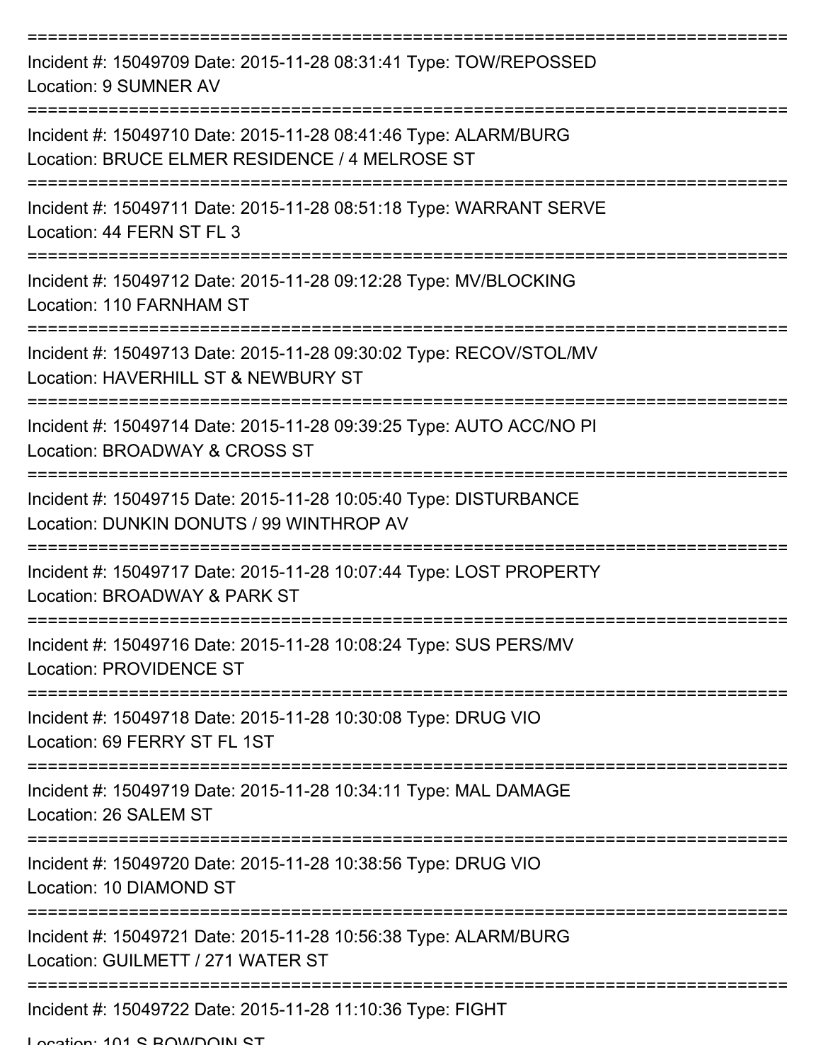===========================================================================

Incident #: 15049709 Date: 2015-11-28 08:31:41 Type: TOW/REPOSSED

Location: 9 SUMNER AV

===========================================================================

Incident #: 15049710 Date: 2015-11-28 08:41:46 Type: ALARM/BURG

Location: BRUCE ELMER RESIDENCE / 4 MELROSE ST

===========================================================================

Incident #: 15049711 Date: 2015-11-28 08:51:18 Type: WARRANT SERVE

Location: 44 FERN ST FL 3

===========================================================================

Incident #: 15049712 Date: 2015-11-28 09:12:28 Type: MV/BLOCKING

Location: 110 FARNHAM ST

===========================================================================

Incident #: 15049713 Date: 2015-11-28 09:30:02 Type: RECOV/STOL/MV

Location: HAVERHILL ST & NEWBURY ST

===========================================================================

Incident #: 15049714 Date: 2015-11-28 09:39:25 Type: AUTO ACC/NO PI

Location: BROADWAY & CROSS ST

===========================================================================

Incident #: 15049715 Date: 2015-11-28 10:05:40 Type: DISTURBANCE

Location: DUNKIN DONUTS / 99 WINTHROP AV

===========================================================================

Incident #: 15049717 Date: 2015-11-28 10:07:44 Type: LOST PROPERTY

Location: BROADWAY & PARK ST

===========================================================================

Incident #: 15049716 Date: 2015-11-28 10:08:24 Type: SUS PERS/MV

Location: PROVIDENCE ST

===========================================================================

Incident #: 15049718 Date: 2015-11-28 10:30:08 Type: DRUG VIO

Location: 69 FERRY ST FL 1ST

===========================================================================

Incident #: 15049719 Date: 2015-11-28 10:34:11 Type: MAL DAMAGE

Location: 26 SALEM ST

===========================================================================

Incident #: 15049720 Date: 2015-11-28 10:38:56 Type: DRUG VIO

Location: 10 DIAMOND ST

===========================================================================

Incident #: 15049721 Date: 2015-11-28 10:56:38 Type: ALARM/BURG

Location: GUILMETT / 271 WATER ST

===========================================================================

Incident #: 15049722 Date: 2015-11-28 11:10:36 Type: FIGHT

Location: 101 S BOWDOIN ST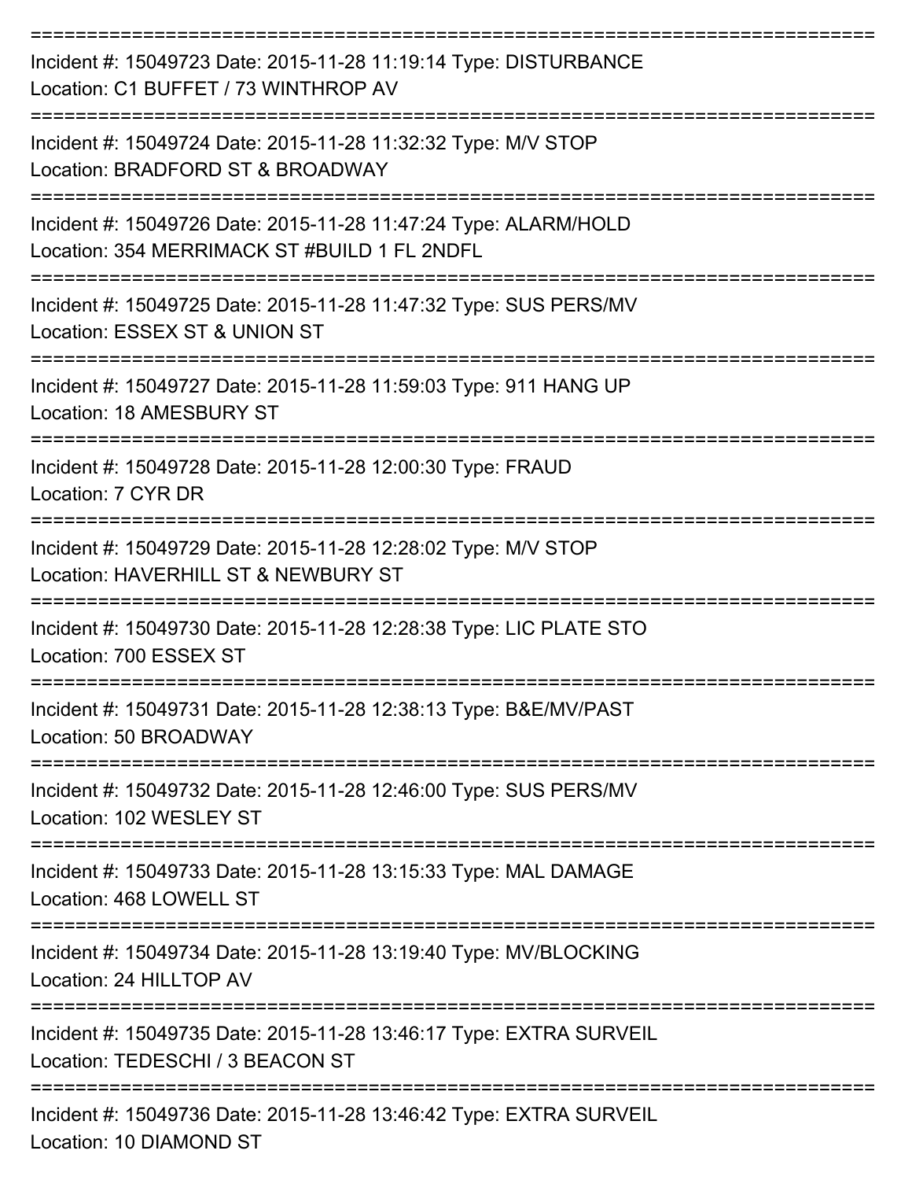===========================================================================

Incident #: 15049723 Date: 2015-11-28 11:19:14 Type: DISTURBANCE
Location: C1 BUFFET / 73 WINTHROP AV

===========================================================================

Incident #: 15049724 Date: 2015-11-28 11:32:32 Type: M/V STOP
Location: BRADFORD ST & BROADWAY

===========================================================================

Incident #: 15049726 Date: 2015-11-28 11:47:24 Type: ALARM/HOLD
Location: 354 MERRIMACK ST #BUILD 1 FL 2NDFL

===========================================================================

Incident #: 15049725 Date: 2015-11-28 11:47:32 Type: SUS PERS/MV
Location: ESSEX ST & UNION ST

===========================================================================

Incident #: 15049727 Date: 2015-11-28 11:59:03 Type: 911 HANG UP
Location: 18 AMESBURY ST

===========================================================================

Incident #: 15049728 Date: 2015-11-28 12:00:30 Type: FRAUD
Location: 7 CYR DR

===========================================================================

Incident #: 15049729 Date: 2015-11-28 12:28:02 Type: M/V STOP
Location: HAVERHILL ST & NEWBURY ST

===========================================================================

Incident #: 15049730 Date: 2015-11-28 12:28:38 Type: LIC PLATE STO
Location: 700 ESSEX ST

===========================================================================

Incident #: 15049731 Date: 2015-11-28 12:38:13 Type: B&E/MV/PAST
Location: 50 BROADWAY

===========================================================================

Incident #: 15049732 Date: 2015-11-28 12:46:00 Type: SUS PERS/MV
Location: 102 WESLEY ST

===========================================================================

Incident #: 15049733 Date: 2015-11-28 13:15:33 Type: MAL DAMAGE
Location: 468 LOWELL ST

===========================================================================

Incident #: 15049734 Date: 2015-11-28 13:19:40 Type: MV/BLOCKING
Location: 24 HILLTOP AV

===========================================================================

Incident #: 15049735 Date: 2015-11-28 13:46:17 Type: EXTRA SURVEIL
Location: TEDESCHI / 3 BEACON ST

===========================================================================

Incident #: 15049736 Date: 2015-11-28 13:46:42 Type: EXTRA SURVEIL
Location: 10 DIAMOND ST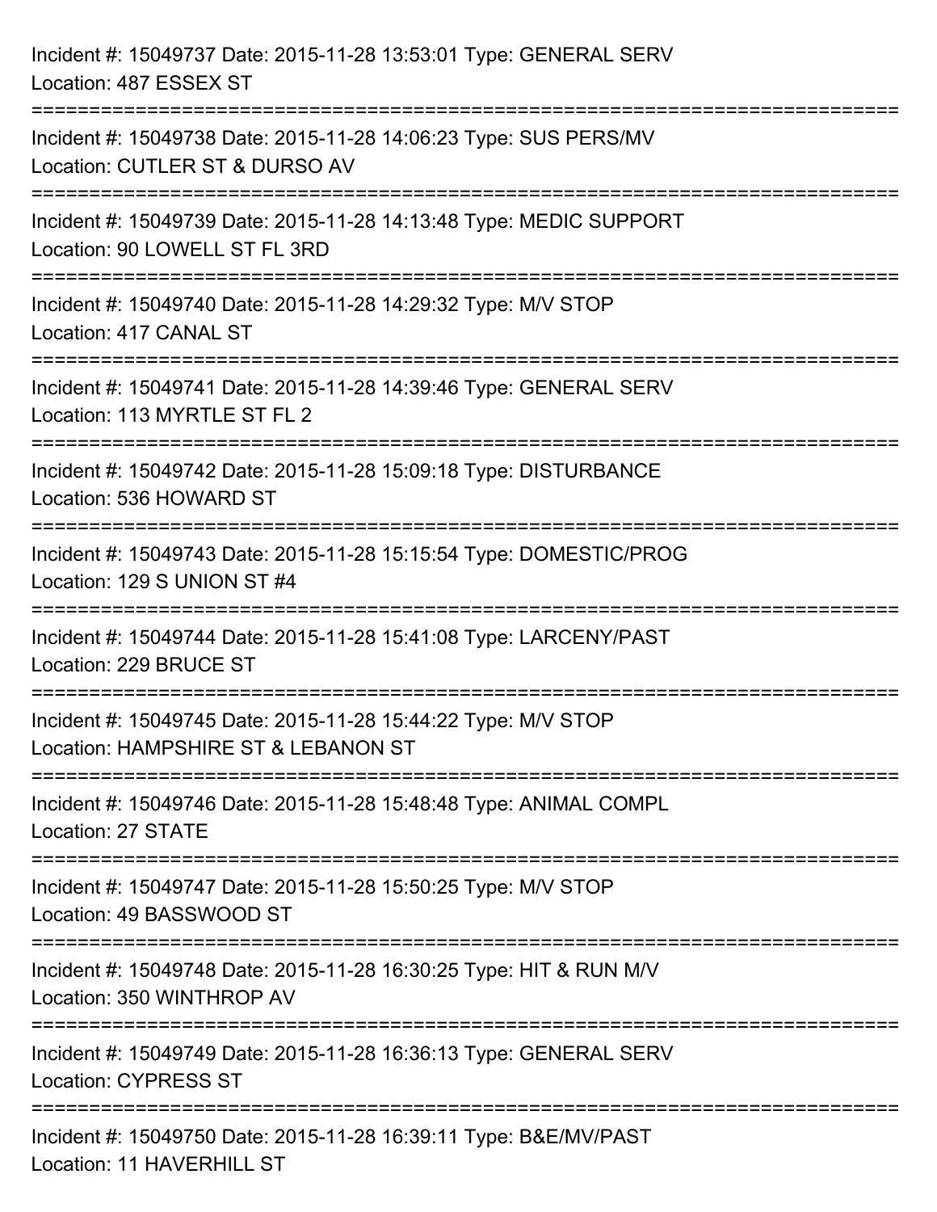Incident #: 15049737 Date: 2015-11-28 13:53:01 Type: GENERAL SERV
Location: 487 ESSEX ST

===========================================================================

Incident #: 15049738 Date: 2015-11-28 14:06:23 Type: SUS PERS/MV
Location: CUTLER ST & DURSO AV

===========================================================================

Incident #: 15049739 Date: 2015-11-28 14:13:48 Type: MEDIC SUPPORT
Location: 90 LOWELL ST FL 3RD

===========================================================================

Incident #: 15049740 Date: 2015-11-28 14:29:32 Type: M/V STOP
Location: 417 CANAL ST

===========================================================================

Incident #: 15049741 Date: 2015-11-28 14:39:46 Type: GENERAL SERV
Location: 113 MYRTLE ST FL 2

===========================================================================

Incident #: 15049742 Date: 2015-11-28 15:09:18 Type: DISTURBANCE
Location: 536 HOWARD ST

===========================================================================

Incident #: 15049743 Date: 2015-11-28 15:15:54 Type: DOMESTIC/PROG
Location: 129 S UNION ST #4

===========================================================================

Incident #: 15049744 Date: 2015-11-28 15:41:08 Type: LARCENY/PAST
Location: 229 BRUCE ST

===========================================================================

Incident #: 15049745 Date: 2015-11-28 15:44:22 Type: M/V STOP
Location: HAMPSHIRE ST & LEBANON ST

===========================================================================

Incident #: 15049746 Date: 2015-11-28 15:48:48 Type: ANIMAL COMPL
Location: 27 STATE

===========================================================================

Incident #: 15049747 Date: 2015-11-28 15:50:25 Type: M/V STOP
Location: 49 BASSWOOD ST

===========================================================================

Incident #: 15049748 Date: 2015-11-28 16:30:25 Type: HIT & RUN M/V
Location: 350 WINTHROP AV

===========================================================================

Incident #: 15049749 Date: 2015-11-28 16:36:13 Type: GENERAL SERV
Location: CYPRESS ST

===========================================================================

Incident #: 15049750 Date: 2015-11-28 16:39:11 Type: B&E/MV/PAST
Location: 11 HAVERHILL ST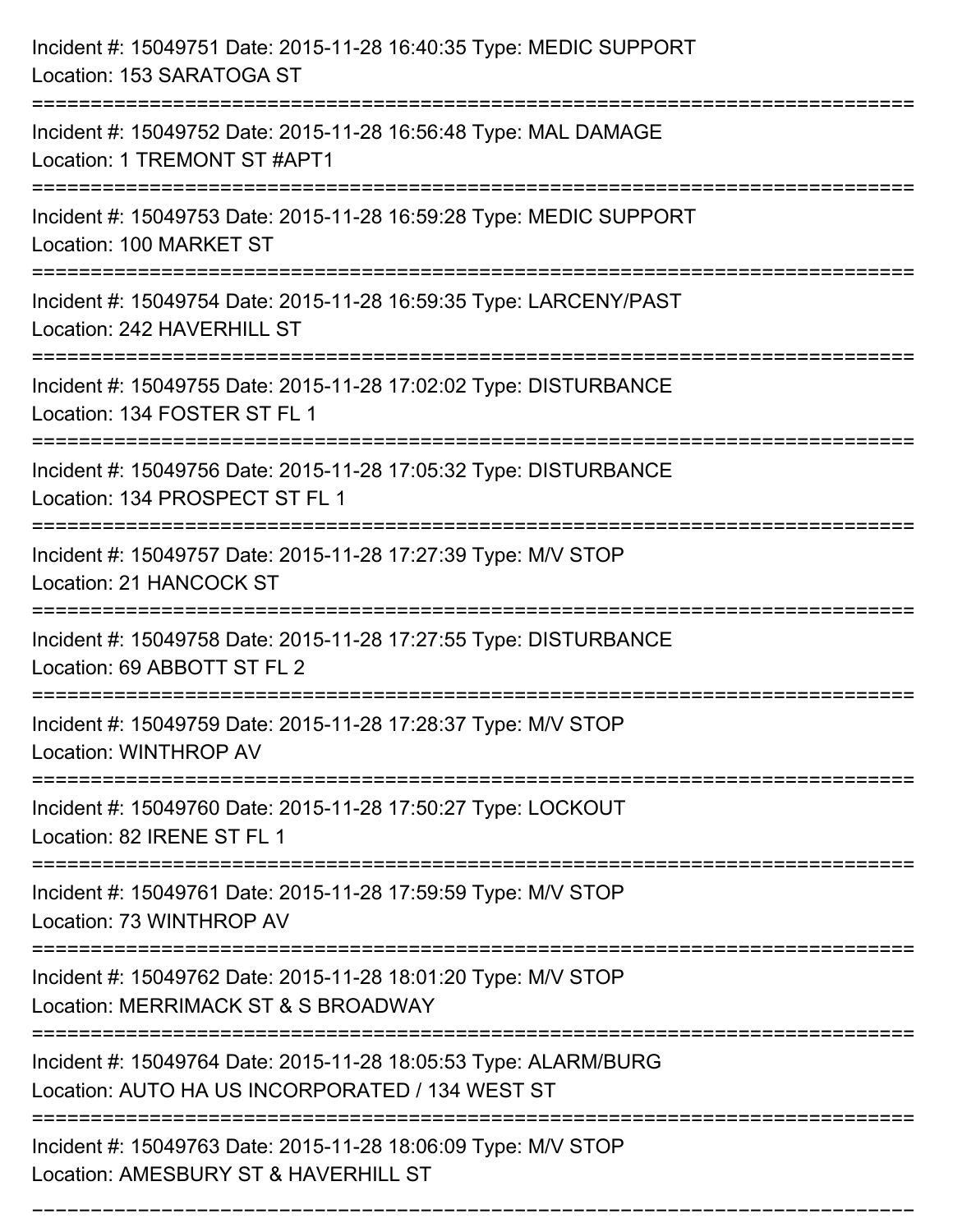Incident #: 15049751 Date: 2015-11-28 16:40:35 Type: MEDIC SUPPORT
Location: 153 SARATOGA ST

===========================================================================

Incident #: 15049752 Date: 2015-11-28 16:56:48 Type: MAL DAMAGE
Location: 1 TREMONT ST #APT1

===========================================================================

Incident #: 15049753 Date: 2015-11-28 16:59:28 Type: MEDIC SUPPORT
Location: 100 MARKET ST

===========================================================================

Incident #: 15049754 Date: 2015-11-28 16:59:35 Type: LARCENY/PAST
Location: 242 HAVERHILL ST

===========================================================================

Incident #: 15049755 Date: 2015-11-28 17:02:02 Type: DISTURBANCE
Location: 134 FOSTER ST FL 1

===========================================================================

Incident #: 15049756 Date: 2015-11-28 17:05:32 Type: DISTURBANCE
Location: 134 PROSPECT ST FL 1

===========================================================================

Incident #: 15049757 Date: 2015-11-28 17:27:39 Type: M/V STOP
Location: 21 HANCOCK ST

===========================================================================

Incident #: 15049758 Date: 2015-11-28 17:27:55 Type: DISTURBANCE
Location: 69 ABBOTT ST FL 2

===========================================================================

Incident #: 15049759 Date: 2015-11-28 17:28:37 Type: M/V STOP
Location: WINTHROP AV

===========================================================================

Incident #: 15049760 Date: 2015-11-28 17:50:27 Type: LOCKOUT
Location: 82 IRENE ST FL 1

===========================================================================

Incident #: 15049761 Date: 2015-11-28 17:59:59 Type: M/V STOP
Location: 73 WINTHROP AV

===========================================================================

Incident #: 15049762 Date: 2015-11-28 18:01:20 Type: M/V STOP
Location: MERRIMACK ST & S BROADWAY

===========================================================================

Incident #: 15049764 Date: 2015-11-28 18:05:53 Type: ALARM/BURG
Location: AUTO HA US INCORPORATED / 134 WEST ST

===========================================================================

Incident #: 15049763 Date: 2015-11-28 18:06:09 Type: M/V STOP
Location: AMESBURY ST & HAVERHILL ST

===========================================================================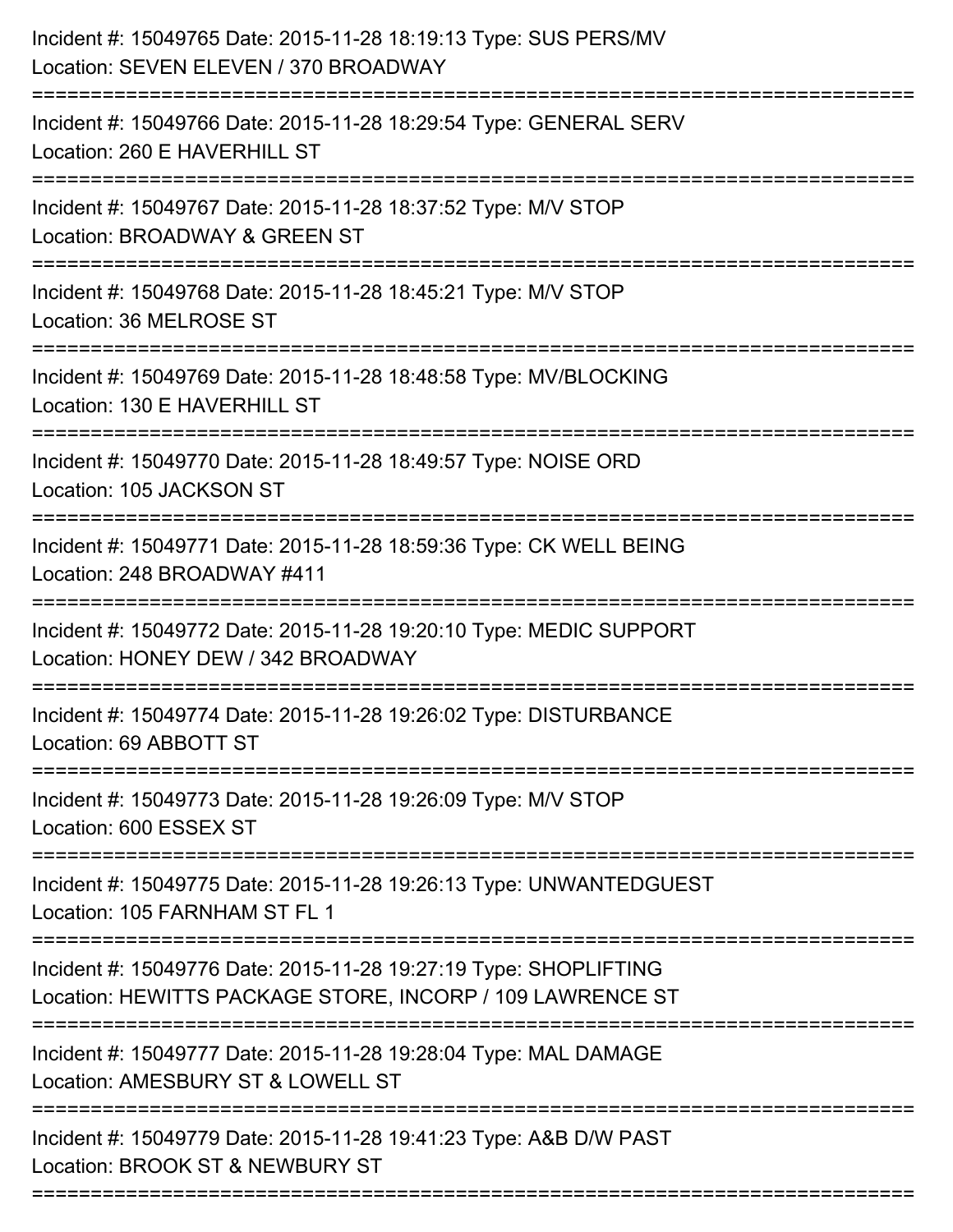Incident #: 15049765 Date: 2015-11-28 18:19:13 Type: SUS PERS/MV
Location: SEVEN ELEVEN / 370 BROADWAY

===========================================================================

Incident #: 15049766 Date: 2015-11-28 18:29:54 Type: GENERAL SERV
Location: 260 E HAVERHILL ST

===========================================================================

Incident #: 15049767 Date: 2015-11-28 18:37:52 Type: M/V STOP
Location: BROADWAY & GREEN ST

===========================================================================

Incident #: 15049768 Date: 2015-11-28 18:45:21 Type: M/V STOP
Location: 36 MELROSE ST

===========================================================================

Incident #: 15049769 Date: 2015-11-28 18:48:58 Type: MV/BLOCKING
Location: 130 E HAVERHILL ST

===========================================================================

Incident #: 15049770 Date: 2015-11-28 18:49:57 Type: NOISE ORD
Location: 105 JACKSON ST

===========================================================================

Incident #: 15049771 Date: 2015-11-28 18:59:36 Type: CK WELL BEING
Location: 248 BROADWAY #411

===========================================================================

Incident #: 15049772 Date: 2015-11-28 19:20:10 Type: MEDIC SUPPORT
Location: HONEY DEW / 342 BROADWAY

===========================================================================

Incident #: 15049774 Date: 2015-11-28 19:26:02 Type: DISTURBANCE
Location: 69 ABBOTT ST

===========================================================================

Incident #: 15049773 Date: 2015-11-28 19:26:09 Type: M/V STOP
Location: 600 ESSEX ST

===========================================================================

Incident #: 15049775 Date: 2015-11-28 19:26:13 Type: UNWANTEDGUEST
Location: 105 FARNHAM ST FL 1

===========================================================================

Incident #: 15049776 Date: 2015-11-28 19:27:19 Type: SHOPLIFTING
Location: HEWITTS PACKAGE STORE, INCORP / 109 LAWRENCE ST

===========================================================================

Incident #: 15049777 Date: 2015-11-28 19:28:04 Type: MAL DAMAGE
Location: AMESBURY ST & LOWELL ST

===========================================================================

Incident #: 15049779 Date: 2015-11-28 19:41:23 Type: A&B D/W PAST
Location: BROOK ST & NEWBURY ST

===========================================================================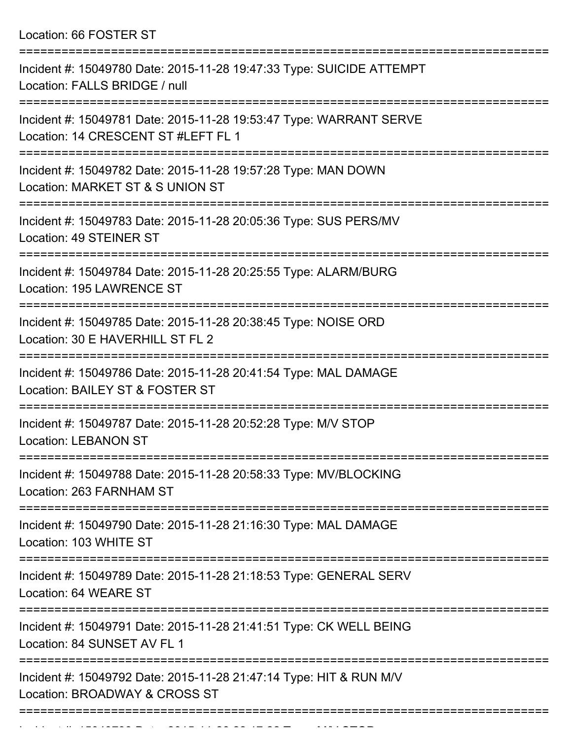Location: 66 FOSTER ST

===========================================================================

Incident #: 15049780 Date: 2015-11-28 19:47:33 Type: SUICIDE ATTEMPT
Location: FALLS BRIDGE / null

===========================================================================

Incident #: 15049781 Date: 2015-11-28 19:53:47 Type: WARRANT SERVE
Location: 14 CRESCENT ST #LEFT FL 1

===========================================================================

Incident #: 15049782 Date: 2015-11-28 19:57:28 Type: MAN DOWN
Location: MARKET ST & S UNION ST

===========================================================================

Incident #: 15049783 Date: 2015-11-28 20:05:36 Type: SUS PERS/MV
Location: 49 STEINER ST

===========================================================================

Incident #: 15049784 Date: 2015-11-28 20:25:55 Type: ALARM/BURG
Location: 195 LAWRENCE ST

===========================================================================

Incident #: 15049785 Date: 2015-11-28 20:38:45 Type: NOISE ORD
Location: 30 E HAVERHILL ST FL 2

===========================================================================

Incident #: 15049786 Date: 2015-11-28 20:41:54 Type: MAL DAMAGE
Location: BAILEY ST & FOSTER ST

===========================================================================

Incident #: 15049787 Date: 2015-11-28 20:52:28 Type: M/V STOP
Location: LEBANON ST

===========================================================================

Incident #: 15049788 Date: 2015-11-28 20:58:33 Type: MV/BLOCKING
Location: 263 FARNHAM ST

===========================================================================

Incident #: 15049790 Date: 2015-11-28 21:16:30 Type: MAL DAMAGE
Location: 103 WHITE ST

===========================================================================

Incident #: 15049789 Date: 2015-11-28 21:18:53 Type: GENERAL SERV
Location: 64 WEARE ST

===========================================================================

Incident #: 15049791 Date: 2015-11-28 21:41:51 Type: CK WELL BEING
Location: 84 SUNSET AV FL 1

===========================================================================

Incident #: 15049792 Date: 2015-11-28 21:47:14 Type: HIT & RUN M/V
Location: BROADWAY & CROSS ST

===========================================================================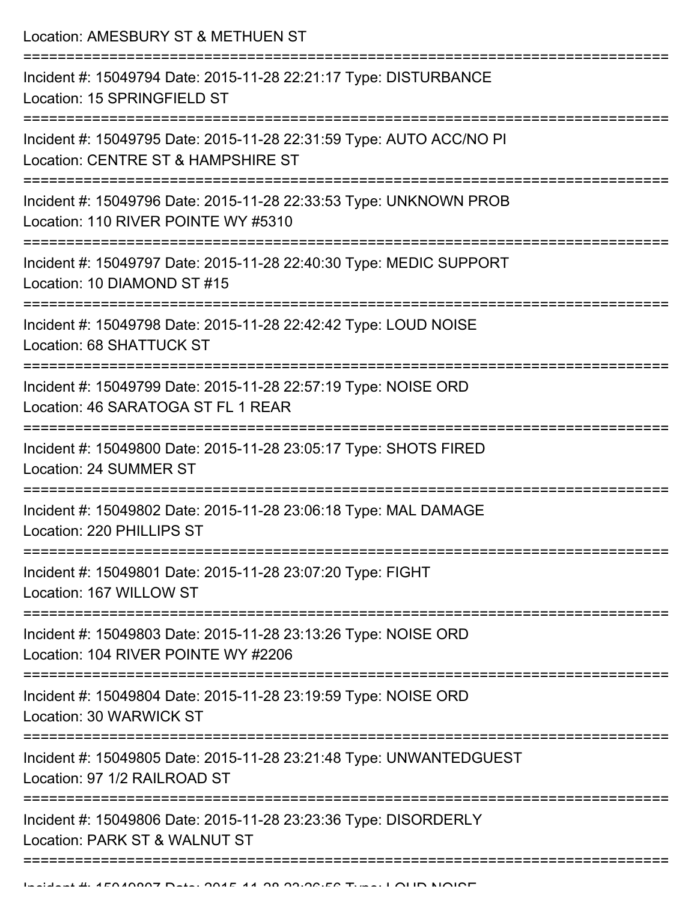Location: AMESBURY ST & METHUEN ST

===========================================================================

Incident #: 15049794 Date: 2015-11-28 22:21:17 Type: DISTURBANCE
Location: 15 SPRINGFIELD ST

===========================================================================

Incident #: 15049795 Date: 2015-11-28 22:31:59 Type: AUTO ACC/NO PI
Location: CENTRE ST & HAMPSHIRE ST

===========================================================================

Incident #: 15049796 Date: 2015-11-28 22:33:53 Type: UNKNOWN PROB
Location: 110 RIVER POINTE WY #5310

===========================================================================

Incident #: 15049797 Date: 2015-11-28 22:40:30 Type: MEDIC SUPPORT
Location: 10 DIAMOND ST #15

===========================================================================

Incident #: 15049798 Date: 2015-11-28 22:42:42 Type: LOUD NOISE
Location: 68 SHATTUCK ST

===========================================================================

Incident #: 15049799 Date: 2015-11-28 22:57:19 Type: NOISE ORD
Location: 46 SARATOGA ST FL 1 REAR

===========================================================================

Incident #: 15049800 Date: 2015-11-28 23:05:17 Type: SHOTS FIRED
Location: 24 SUMMER ST

===========================================================================

Incident #: 15049802 Date: 2015-11-28 23:06:18 Type: MAL DAMAGE
Location: 220 PHILLIPS ST

===========================================================================

Incident #: 15049801 Date: 2015-11-28 23:07:20 Type: FIGHT
Location: 167 WILLOW ST

===========================================================================

Incident #: 15049803 Date: 2015-11-28 23:13:26 Type: NOISE ORD
Location: 104 RIVER POINTE WY #2206

===========================================================================

Incident #: 15049804 Date: 2015-11-28 23:19:59 Type: NOISE ORD
Location: 30 WARWICK ST

===========================================================================

Incident #: 15049805 Date: 2015-11-28 23:21:48 Type: UNWANTEDGUEST
Location: 97 1/2 RAILROAD ST

===========================================================================

Incident #: 15049806 Date: 2015-11-28 23:23:36 Type: DISORDERLY
Location: PARK ST & WALNUT ST

===========================================================================

Incident #: 15049807 Date: 2015-11-28 23:26:56 Type: LOUD NOISE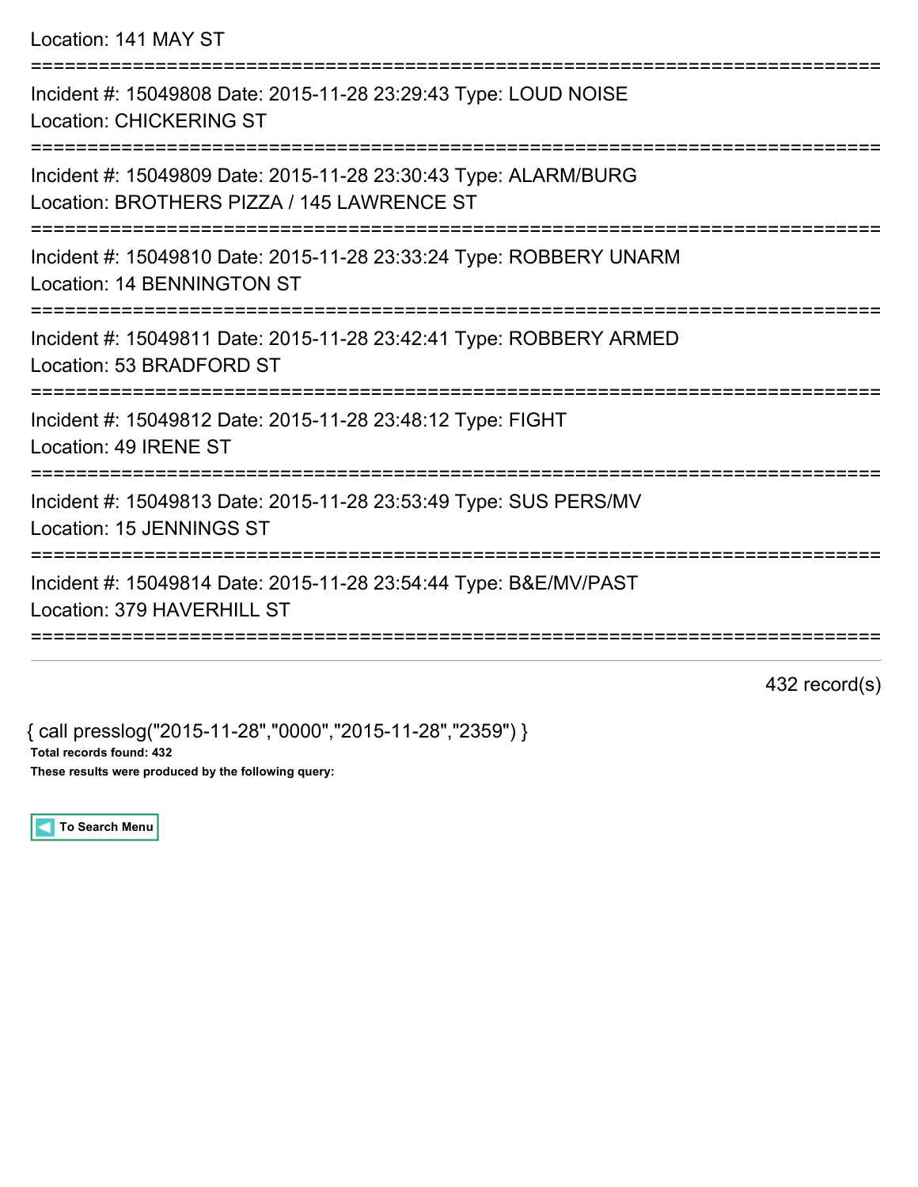Location: 141 MAY ST

===========================================================================

Incident #: 15049808 Date: 2015-11-28 23:29:43 Type: LOUD NOISE
Location: CHICKERING ST

===========================================================================

Incident #: 15049809 Date: 2015-11-28 23:30:43 Type: ALARM/BURG
Location: BROTHERS PIZZA / 145 LAWRENCE ST

===========================================================================

Incident #: 15049810 Date: 2015-11-28 23:33:24 Type: ROBBERY UNARM
Location: 14 BENNINGTON ST

===========================================================================

Incident #: 15049811 Date: 2015-11-28 23:42:41 Type: ROBBERY ARMED
Location: 53 BRADFORD ST

===========================================================================

Incident #: 15049812 Date: 2015-11-28 23:48:12 Type: FIGHT
Location: 49 IRENE ST

===========================================================================

Incident #: 15049813 Date: 2015-11-28 23:53:49 Type: SUS PERS/MV
Location: 15 JENNINGS ST

===========================================================================

Incident #: 15049814 Date: 2015-11-28 23:54:44 Type: B&E/MV/PAST
Location: 379 HAVERHILL ST

===========================================================================

432 record(s)

{ call presslog("2015-11-28","0000","2015-11-28","2359") }

**Total records found: 432**

**These results were produced by the following query:**

To Search Menu